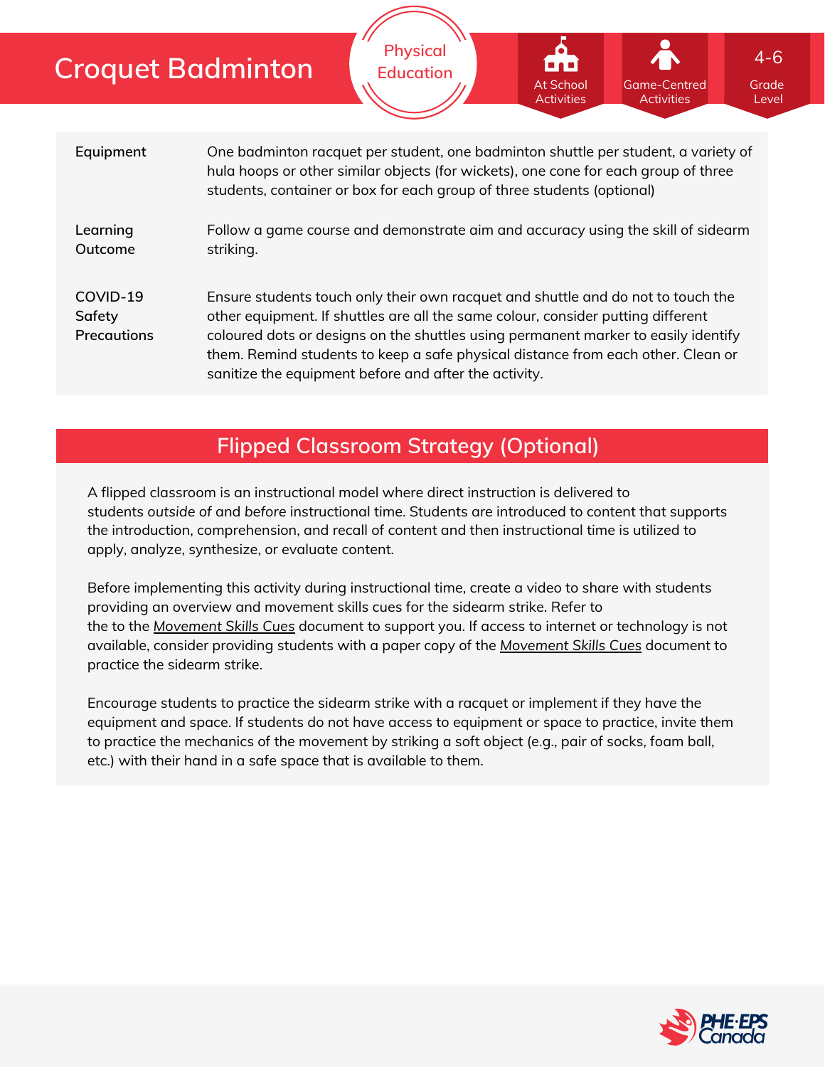# Croquet Badminton

Physical Education

At School Activities | Game-Centred Activities | 4-6 Grade Level

| | |
|---|---|
| **Equipment** | One badminton racquet per student, one badminton shuttle per student, a variety of hula hoops or other similar objects (for wickets), one cone for each group of three students, container or box for each group of three students (optional) |
| **Learning Outcome** | Follow a game course and demonstrate aim and accuracy using the skill of sidearm striking. |
| **COVID-19 Safety Precautions** | Ensure students touch only their own racquet and shuttle and do not to touch the other equipment. If shuttles are all the same colour, consider putting different coloured dots or designs on the shuttles using permanent marker to easily identify them. Remind students to keep a safe physical distance from each other. Clean or sanitize the equipment before and after the activity. |

## Flipped Classroom Strategy (Optional)

A flipped classroom is an instructional model where direct instruction is delivered to students *outside* of and *before* instructional time. Students are introduced to content that supports the introduction, comprehension, and recall of content and then instructional time is utilized to apply, analyze, synthesize, or evaluate content.

Before implementing this activity during instructional time, create a video to share with students providing an overview and movement skills cues for the sidearm strike. Refer to the to the *Movement Skills Cues* document to support you. If access to internet or technology is not available, consider providing students with a paper copy of the *Movement Skills Cues* document to practice the sidearm strike.

Encourage students to practice the sidearm strike with a racquet or implement if they have the equipment and space. If students do not have access to equipment or space to practice, invite them to practice the mechanics of the movement by striking a soft object (e.g., pair of socks, foam ball, etc.) with their hand in a safe space that is available to them.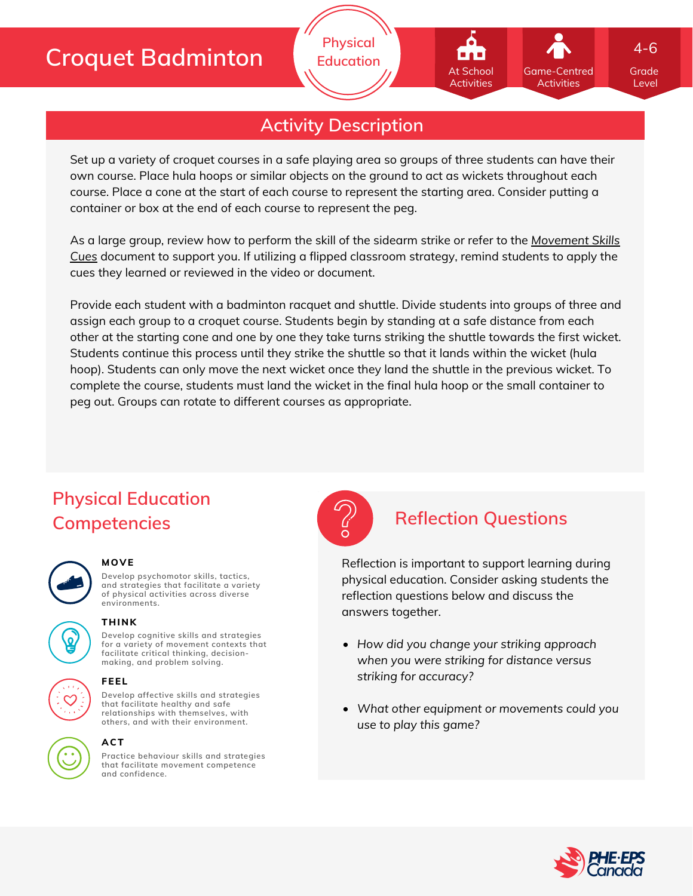# Croquet Badminton

Physical Education

At School Activities | Game-Centred Activities | 4-6 Grade Level

## Activity Description

Set up a variety of croquet courses in a safe playing area so groups of three students can have their own course. Place hula hoops or similar objects on the ground to act as wickets throughout each course. Place a cone at the start of each course to represent the starting area. Consider putting a container or box at the end of each course to represent the peg.

As a large group, review how to perform the skill of the sidearm strike or refer to the Movement Skills Cues document to support you. If utilizing a flipped classroom strategy, remind students to apply the cues they learned or reviewed in the video or document.

Provide each student with a badminton racquet and shuttle. Divide students into groups of three and assign each group to a croquet course. Students begin by standing at a safe distance from each other at the starting cone and one by one they take turns striking the shuttle towards the first wicket. Students continue this process until they strike the shuttle so that it lands within the wicket (hula hoop). Students can only move the next wicket once they land the shuttle in the previous wicket. To complete the course, students must land the wicket in the final hula hoop or the small container to peg out. Groups can rotate to different courses as appropriate.

## Physical Education Competencies

**MOVE**
Develop psychomotor skills, tactics, and strategies that facilitate a variety of physical activities across diverse environments.

**THINK**
Develop cognitive skills and strategies for a variety of movement contexts that facilitate critical thinking, decision-making, and problem solving.

**FEEL**
Develop affective skills and strategies that facilitate healthy and safe relationships with themselves, with others, and with their environment.

**ACT**
Practice behaviour skills and strategies that facilitate movement competence and confidence.

## Reflection Questions

Reflection is important to support learning during physical education. Consider asking students the reflection questions below and discuss the answers together.

- *How did you change your striking approach when you were striking for distance versus striking for accuracy?*
- *What other equipment or movements could you use to play this game?*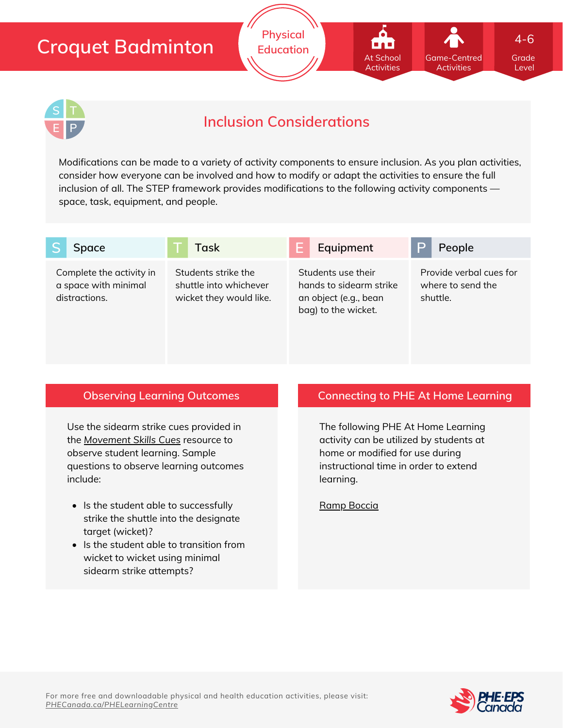# Croquet Badminton

Physical Education

At School Activities | Game-Centred Activities | 4-6 Grade Level

## Inclusion Considerations

Modifications can be made to a variety of activity components to ensure inclusion. As you plan activities, consider how everyone can be involved and how to modify or adapt the activities to ensure the full inclusion of all. The STEP framework provides modifications to the following activity components — space, task, equipment, and people.

| S Space | T Task | E Equipment | P People |
|---|---|---|---|
| Complete the activity in a space with minimal distractions. | Students strike the shuttle into whichever wicket they would like. | Students use their hands to sidearm strike an object (e.g., bean bag) to the wicket. | Provide verbal cues for where to send the shuttle. |

## Observing Learning Outcomes

Use the sidearm strike cues provided in the Movement Skills Cues resource to observe student learning. Sample questions to observe learning outcomes include:

- Is the student able to successfully strike the shuttle into the designate target (wicket)?
- Is the student able to transition from wicket to wicket using minimal sidearm strike attempts?

## Connecting to PHE At Home Learning

The following PHE At Home Learning activity can be utilized by students at home or modified for use during instructional time in order to extend learning.

Ramp Boccia

For more free and downloadable physical and health education activities, please visit: PHECanada.ca/PHELearningCentre